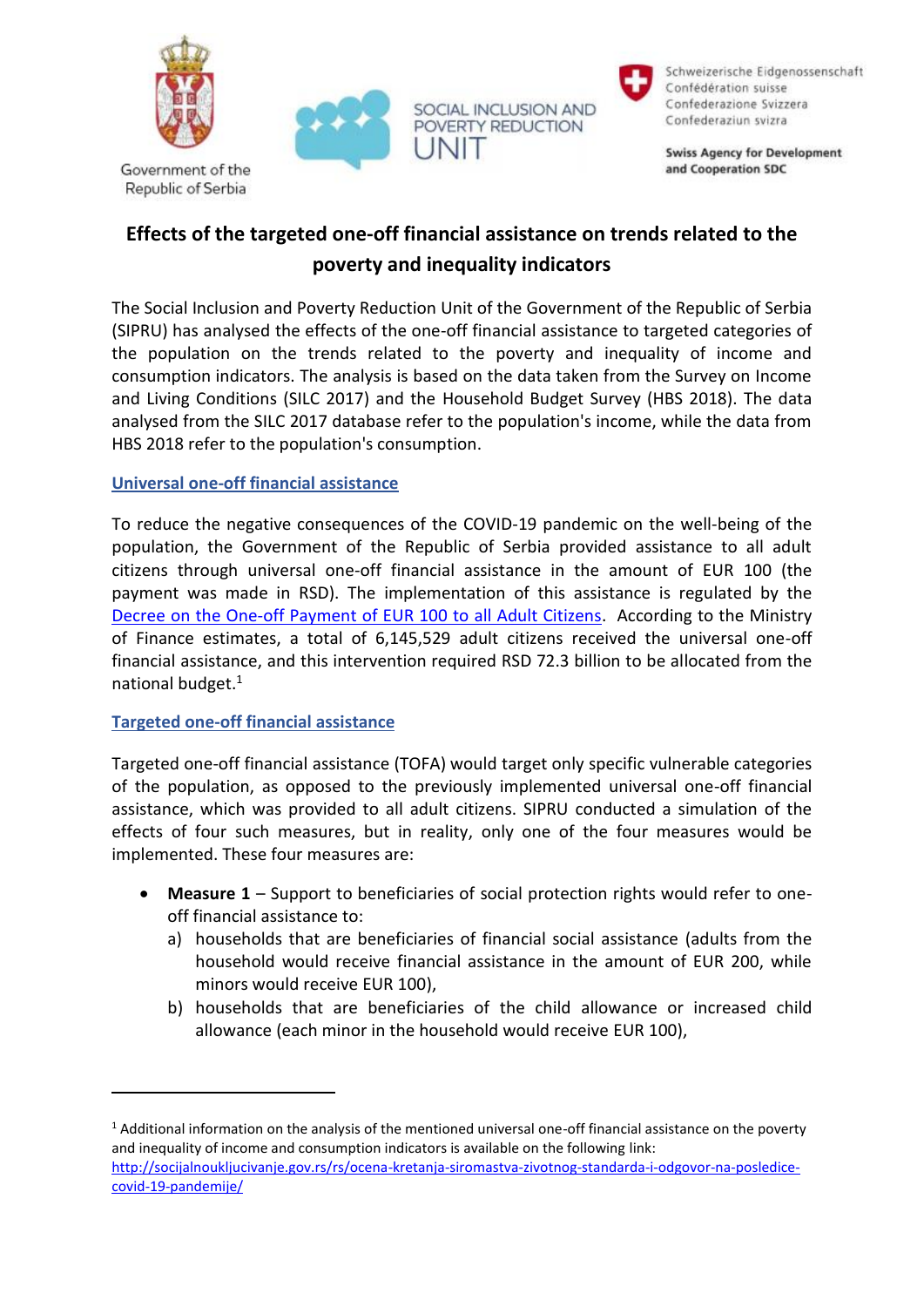Government of the Republic of Serbia

SOCIAL INCLUSION AND POVERTY REDUCTION UNIT

Schweizerische Eidgenossenschaft
Confédération suisse
Confederazione Svizzera
Confederaziun svizra

**Swiss Agency for Development and Cooperation SDC**

# Effects of the targeted one-off financial assistance on trends related to the poverty and inequality indicators

The Social Inclusion and Poverty Reduction Unit of the Government of the Republic of Serbia (SIPRU) has analysed the effects of the one-off financial assistance to targeted categories of the population on the trends related to the poverty and inequality of income and consumption indicators. The analysis is based on the data taken from the Survey on Income and Living Conditions (SILC 2017) and the Household Budget Survey (HBS 2018). The data analysed from the SILC 2017 database refer to the population's income, while the data from HBS 2018 refer to the population's consumption.

## Universal one-off financial assistance

To reduce the negative consequences of the COVID-19 pandemic on the well-being of the population, the Government of the Republic of Serbia provided assistance to all adult citizens through universal one-off financial assistance in the amount of EUR 100 (the payment was made in RSD). The implementation of this assistance is regulated by the Decree on the One-off Payment of EUR 100 to all Adult Citizens. According to the Ministry of Finance estimates, a total of 6,145,529 adult citizens received the universal one-off financial assistance, and this intervention required RSD 72.3 billion to be allocated from the national budget.[1]

## Targeted one-off financial assistance

Targeted one-off financial assistance (TOFA) would target only specific vulnerable categories of the population, as opposed to the previously implemented universal one-off financial assistance, which was provided to all adult citizens. SIPRU conducted a simulation of the effects of four such measures, but in reality, only one of the four measures would be implemented. These four measures are:

- **Measure 1** – Support to beneficiaries of social protection rights would refer to one-off financial assistance to:
  a) households that are beneficiaries of financial social assistance (adults from the household would receive financial assistance in the amount of EUR 200, while minors would receive EUR 100),
  b) households that are beneficiaries of the child allowance or increased child allowance (each minor in the household would receive EUR 100),

---

[1] Additional information on the analysis of the mentioned universal one-off financial assistance on the poverty and inequality of income and consumption indicators is available on the following link: http://socijalnoukljucivanje.gov.rs/rs/ocena-kretanja-siromastva-zivotnog-standarda-i-odgovor-na-posledice-covid-19-pandemije/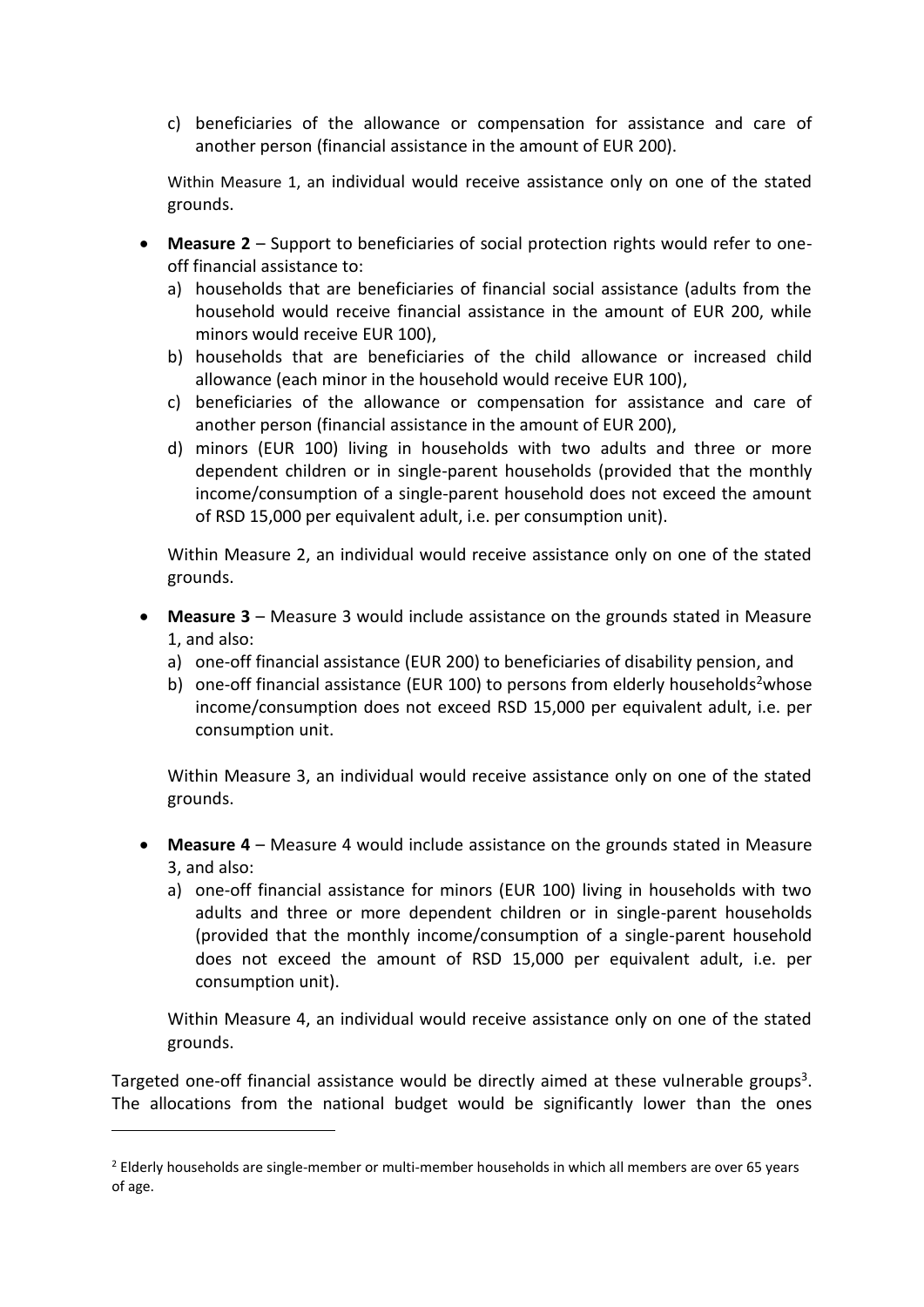c) beneficiaries of the allowance or compensation for assistance and care of another person (financial assistance in the amount of EUR 200).

Within Measure 1, an individual would receive assistance only on one of the stated grounds.

- **Measure 2** – Support to beneficiaries of social protection rights would refer to one-off financial assistance to:
  a) households that are beneficiaries of financial social assistance (adults from the household would receive financial assistance in the amount of EUR 200, while minors would receive EUR 100),
  b) households that are beneficiaries of the child allowance or increased child allowance (each minor in the household would receive EUR 100),
  c) beneficiaries of the allowance or compensation for assistance and care of another person (financial assistance in the amount of EUR 200),
  d) minors (EUR 100) living in households with two adults and three or more dependent children or in single-parent households (provided that the monthly income/consumption of a single-parent household does not exceed the amount of RSD 15,000 per equivalent adult, i.e. per consumption unit).

  Within Measure 2, an individual would receive assistance only on one of the stated grounds.

- **Measure 3** – Measure 3 would include assistance on the grounds stated in Measure 1, and also:
  a) one-off financial assistance (EUR 200) to beneficiaries of disability pension, and
  b) one-off financial assistance (EUR 100) to persons from elderly households[2] whose income/consumption does not exceed RSD 15,000 per equivalent adult, i.e. per consumption unit.

  Within Measure 3, an individual would receive assistance only on one of the stated grounds.

- **Measure 4** – Measure 4 would include assistance on the grounds stated in Measure 3, and also:
  a) one-off financial assistance for minors (EUR 100) living in households with two adults and three or more dependent children or in single-parent households (provided that the monthly income/consumption of a single-parent household does not exceed the amount of RSD 15,000 per equivalent adult, i.e. per consumption unit).

  Within Measure 4, an individual would receive assistance only on one of the stated grounds.

Targeted one-off financial assistance would be directly aimed at these vulnerable groups[3]. The allocations from the national budget would be significantly lower than the ones

[2] Elderly households are single-member or multi-member households in which all members are over 65 years of age.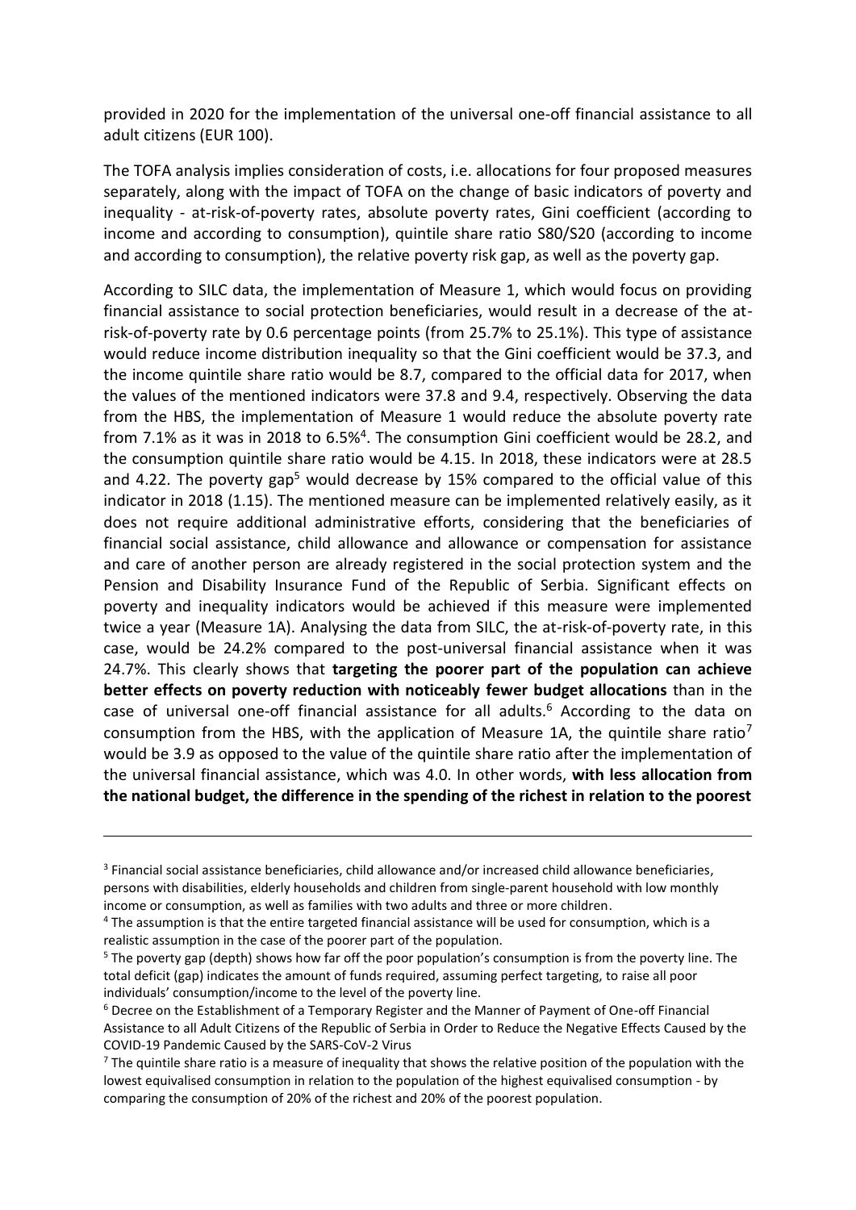provided in 2020 for the implementation of the universal one-off financial assistance to all adult citizens (EUR 100).

The TOFA analysis implies consideration of costs, i.e. allocations for four proposed measures separately, along with the impact of TOFA on the change of basic indicators of poverty and inequality - at-risk-of-poverty rates, absolute poverty rates, Gini coefficient (according to income and according to consumption), quintile share ratio S80/S20 (according to income and according to consumption), the relative poverty risk gap, as well as the poverty gap.

According to SILC data, the implementation of Measure 1, which would focus on providing financial assistance to social protection beneficiaries, would result in a decrease of the at-risk-of-poverty rate by 0.6 percentage points (from 25.7% to 25.1%). This type of assistance would reduce income distribution inequality so that the Gini coefficient would be 37.3, and the income quintile share ratio would be 8.7, compared to the official data for 2017, when the values of the mentioned indicators were 37.8 and 9.4, respectively. Observing the data from the HBS, the implementation of Measure 1 would reduce the absolute poverty rate from 7.1% as it was in 2018 to 6.5%[4]. The consumption Gini coefficient would be 28.2, and the consumption quintile share ratio would be 4.15. In 2018, these indicators were at 28.5 and 4.22. The poverty gap[5] would decrease by 15% compared to the official value of this indicator in 2018 (1.15). The mentioned measure can be implemented relatively easily, as it does not require additional administrative efforts, considering that the beneficiaries of financial social assistance, child allowance and allowance or compensation for assistance and care of another person are already registered in the social protection system and the Pension and Disability Insurance Fund of the Republic of Serbia. Significant effects on poverty and inequality indicators would be achieved if this measure were implemented twice a year (Measure 1A). Analysing the data from SILC, the at-risk-of-poverty rate, in this case, would be 24.2% compared to the post-universal financial assistance when it was 24.7%. This clearly shows that **targeting the poorer part of the population can achieve better effects on poverty reduction with noticeably fewer budget allocations** than in the case of universal one-off financial assistance for all adults.[6] According to the data on consumption from the HBS, with the application of Measure 1A, the quintile share ratio[7] would be 3.9 as opposed to the value of the quintile share ratio after the implementation of the universal financial assistance, which was 4.0. In other words, **with less allocation from the national budget, the difference in the spending of the richest in relation to the poorest**

---

[3] Financial social assistance beneficiaries, child allowance and/or increased child allowance beneficiaries, persons with disabilities, elderly households and children from single-parent household with low monthly income or consumption, as well as families with two adults and three or more children.

[4] The assumption is that the entire targeted financial assistance will be used for consumption, which is a realistic assumption in the case of the poorer part of the population.

[5] The poverty gap (depth) shows how far off the poor population's consumption is from the poverty line. The total deficit (gap) indicates the amount of funds required, assuming perfect targeting, to raise all poor individuals' consumption/income to the level of the poverty line.

[6] Decree on the Establishment of a Temporary Register and the Manner of Payment of One-off Financial Assistance to all Adult Citizens of the Republic of Serbia in Order to Reduce the Negative Effects Caused by the COVID-19 Pandemic Caused by the SARS-CoV-2 Virus

[7] The quintile share ratio is a measure of inequality that shows the relative position of the population with the lowest equivalised consumption in relation to the population of the highest equivalised consumption - by comparing the consumption of 20% of the richest and 20% of the poorest population.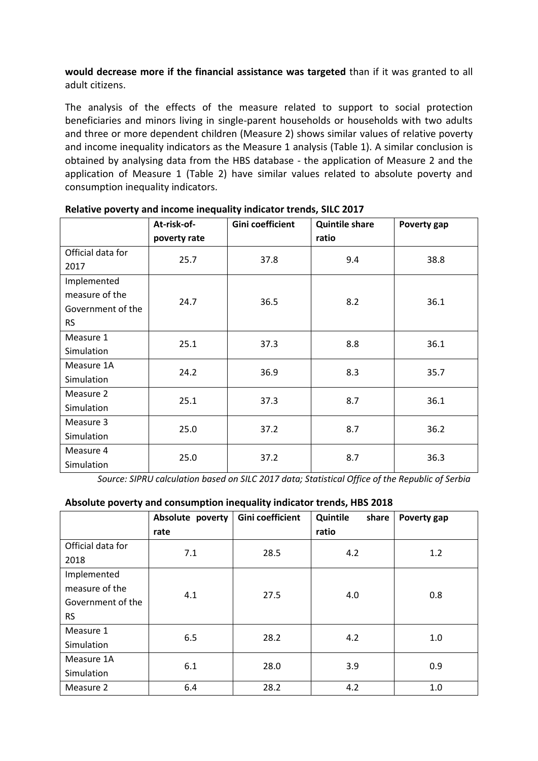**would decrease more if the financial assistance was targeted** than if it was granted to all adult citizens.

The analysis of the effects of the measure related to support to social protection beneficiaries and minors living in single-parent households or households with two adults and three or more dependent children (Measure 2) shows similar values of relative poverty and income inequality indicators as the Measure 1 analysis (Table 1). A similar conclusion is obtained by analysing data from the HBS database - the application of Measure 2 and the application of Measure 1 (Table 2) have similar values related to absolute poverty and consumption inequality indicators.

**Relative poverty and income inequality indicator trends, SILC 2017**

| | At-risk-of-poverty rate | Gini coefficient | Quintile share ratio | Poverty gap |
|---|---|---|---|---|
| Official data for 2017 | 25.7 | 37.8 | 9.4 | 38.8 |
| Implemented measure of the Government of the RS | 24.7 | 36.5 | 8.2 | 36.1 |
| Measure 1 Simulation | 25.1 | 37.3 | 8.8 | 36.1 |
| Measure 1A Simulation | 24.2 | 36.9 | 8.3 | 35.7 |
| Measure 2 Simulation | 25.1 | 37.3 | 8.7 | 36.1 |
| Measure 3 Simulation | 25.0 | 37.2 | 8.7 | 36.2 |
| Measure 4 Simulation | 25.0 | 37.2 | 8.7 | 36.3 |

*Source: SIPRU calculation based on SILC 2017 data; Statistical Office of the Republic of Serbia*

**Absolute poverty and consumption inequality indicator trends, HBS 2018**

| | Absolute poverty rate | Gini coefficient | Quintile share ratio | Poverty gap |
|---|---|---|---|---|
| Official data for 2018 | 7.1 | 28.5 | 4.2 | 1.2 |
| Implemented measure of the Government of the RS | 4.1 | 27.5 | 4.0 | 0.8 |
| Measure 1 Simulation | 6.5 | 28.2 | 4.2 | 1.0 |
| Measure 1A Simulation | 6.1 | 28.0 | 3.9 | 0.9 |
| Measure 2 | 6.4 | 28.2 | 4.2 | 1.0 |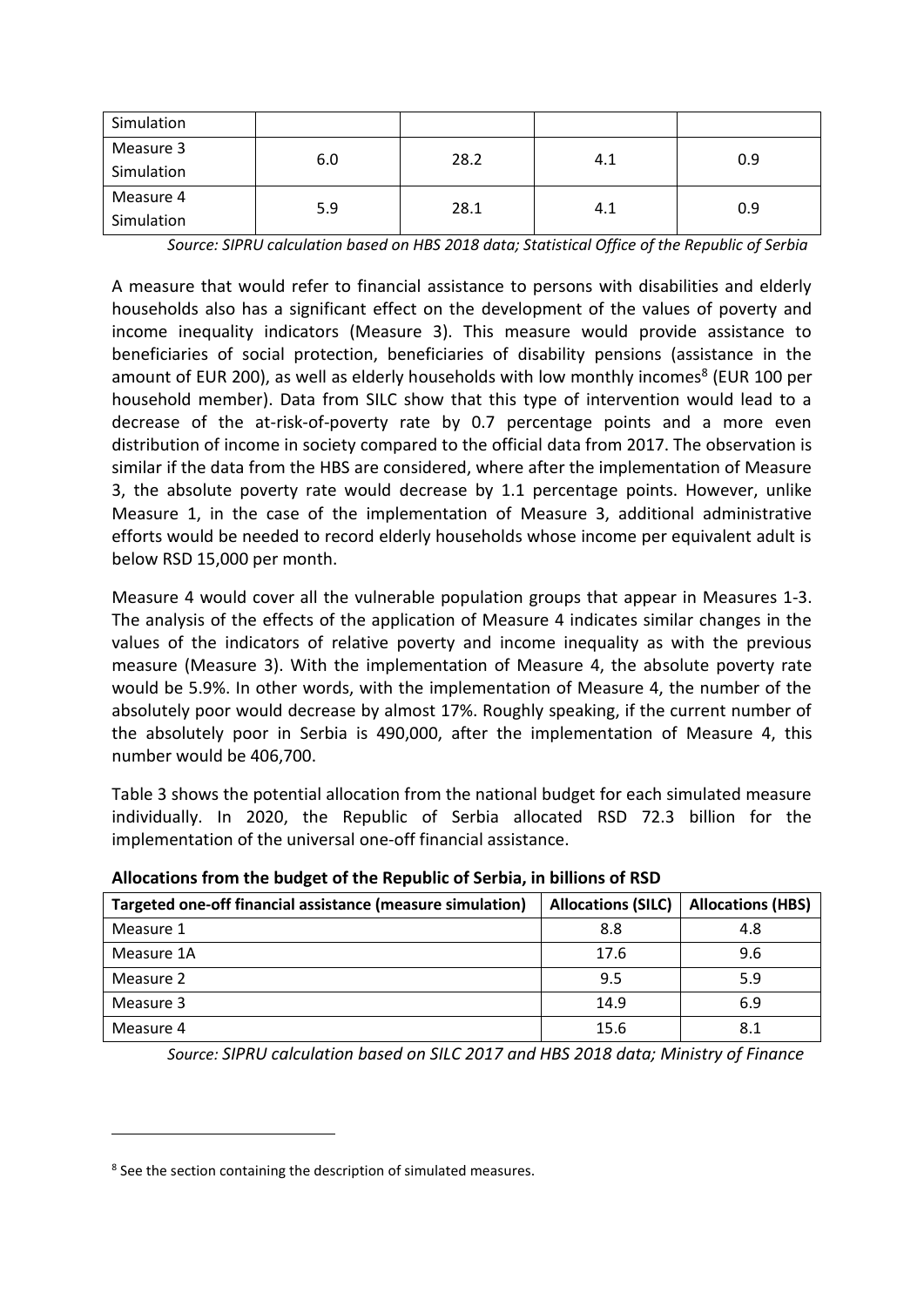| Simulation | | | | |
| --- | --- | --- | --- | --- |
| Measure 3 Simulation | 6.0 | 28.2 | 4.1 | 0.9 |
| Measure 4 Simulation | 5.9 | 28.1 | 4.1 | 0.9 |

*Source: SIPRU calculation based on HBS 2018 data; Statistical Office of the Republic of Serbia*

A measure that would refer to financial assistance to persons with disabilities and elderly households also has a significant effect on the development of the values of poverty and income inequality indicators (Measure 3). This measure would provide assistance to beneficiaries of social protection, beneficiaries of disability pensions (assistance in the amount of EUR 200), as well as elderly households with low monthly incomes[8] (EUR 100 per household member). Data from SILC show that this type of intervention would lead to a decrease of the at-risk-of-poverty rate by 0.7 percentage points and a more even distribution of income in society compared to the official data from 2017. The observation is similar if the data from the HBS are considered, where after the implementation of Measure 3, the absolute poverty rate would decrease by 1.1 percentage points. However, unlike Measure 1, in the case of the implementation of Measure 3, additional administrative efforts would be needed to record elderly households whose income per equivalent adult is below RSD 15,000 per month.

Measure 4 would cover all the vulnerable population groups that appear in Measures 1-3. The analysis of the effects of the application of Measure 4 indicates similar changes in the values of the indicators of relative poverty and income inequality as with the previous measure (Measure 3). With the implementation of Measure 4, the absolute poverty rate would be 5.9%. In other words, with the implementation of Measure 4, the number of the absolutely poor would decrease by almost 17%. Roughly speaking, if the current number of the absolutely poor in Serbia is 490,000, after the implementation of Measure 4, this number would be 406,700.

Table 3 shows the potential allocation from the national budget for each simulated measure individually. In 2020, the Republic of Serbia allocated RSD 72.3 billion for the implementation of the universal one-off financial assistance.

**Allocations from the budget of the Republic of Serbia, in billions of RSD**

| Targeted one-off financial assistance (measure simulation) | Allocations (SILC) | Allocations (HBS) |
| --- | --- | --- |
| Measure 1 | 8.8 | 4.8 |
| Measure 1A | 17.6 | 9.6 |
| Measure 2 | 9.5 | 5.9 |
| Measure 3 | 14.9 | 6.9 |
| Measure 4 | 15.6 | 8.1 |

*Source: SIPRU calculation based on SILC 2017 and HBS 2018 data; Ministry of Finance*

[8] See the section containing the description of simulated measures.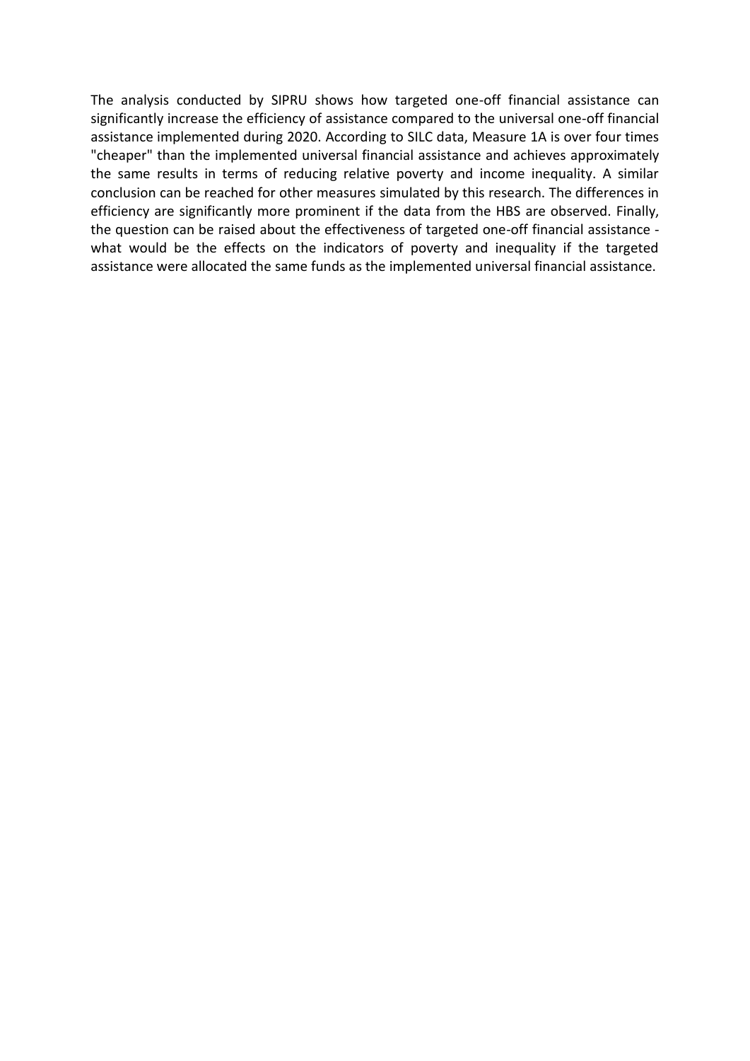The analysis conducted by SIPRU shows how targeted one-off financial assistance can significantly increase the efficiency of assistance compared to the universal one-off financial assistance implemented during 2020. According to SILC data, Measure 1A is over four times "cheaper" than the implemented universal financial assistance and achieves approximately the same results in terms of reducing relative poverty and income inequality. A similar conclusion can be reached for other measures simulated by this research. The differences in efficiency are significantly more prominent if the data from the HBS are observed. Finally, the question can be raised about the effectiveness of targeted one-off financial assistance - what would be the effects on the indicators of poverty and inequality if the targeted assistance were allocated the same funds as the implemented universal financial assistance.